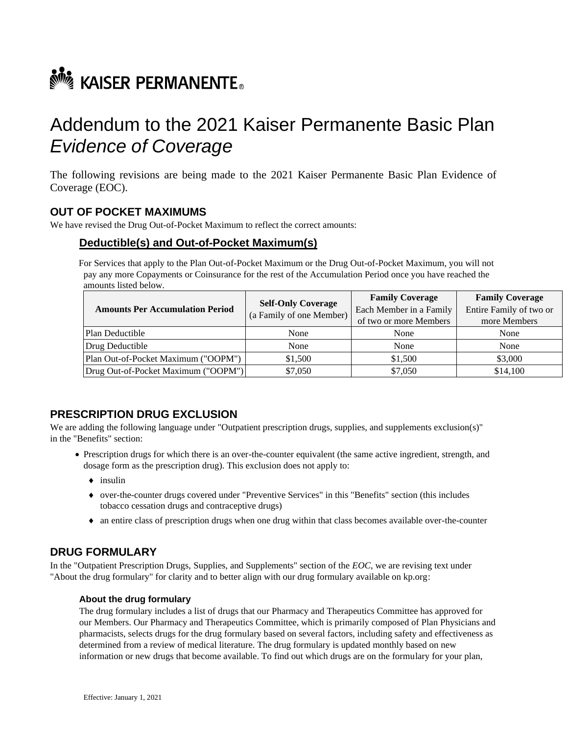KAISER PERMANENTE®

# Addendum to the 2021 Kaiser Permanente Basic Plan *Evidence of Coverage*

The following revisions are being made to the 2021 Kaiser Permanente Basic Plan Evidence of Coverage (EOC).

## OUT OF POCKET MAXIMUMS

We have revised the Drug Out-of-Pocket Maximum to reflect the correct amounts:

### Deductible(s) and Out-of-Pocket Maximum(s)

For Services that apply to the Plan Out-of-Pocket Maximum or the Drug Out-of-Pocket Maximum, you will not pay any more Copayments or Coinsurance for the rest of the Accumulation Period once you have reached the amounts listed below.

| Amounts Per Accumulation Period | Self-Only Coverage (a Family of one Member) | Family Coverage Each Member in a Family of two or more Members | Family Coverage Entire Family of two or more Members |
|---|---|---|---|
| Plan Deductible | None | None | None |
| Drug Deductible | None | None | None |
| Plan Out-of-Pocket Maximum ("OOPM") | $1,500 | $1,500 | $3,000 |
| Drug Out-of-Pocket Maximum ("OOPM") | $7,050 | $7,050 | $14,100 |

## PRESCRIPTION DRUG EXCLUSION

We are adding the following language under "Outpatient prescription drugs, supplies, and supplements exclusion(s)" in the "Benefits" section:

- Prescription drugs for which there is an over-the-counter equivalent (the same active ingredient, strength, and dosage form as the prescription drug). This exclusion does not apply to:
  - insulin
  - over-the-counter drugs covered under "Preventive Services" in this "Benefits" section (this includes tobacco cessation drugs and contraceptive drugs)
  - an entire class of prescription drugs when one drug within that class becomes available over-the-counter

## DRUG FORMULARY

In the "Outpatient Prescription Drugs, Supplies, and Supplements" section of the *EOC*, we are revising text under "About the drug formulary" for clarity and to better align with our drug formulary available on kp.org:

#### About the drug formulary

The drug formulary includes a list of drugs that our Pharmacy and Therapeutics Committee has approved for our Members. Our Pharmacy and Therapeutics Committee, which is primarily composed of Plan Physicians and pharmacists, selects drugs for the drug formulary based on several factors, including safety and effectiveness as determined from a review of medical literature. The drug formulary is updated monthly based on new information or new drugs that become available. To find out which drugs are on the formulary for your plan,

Effective: January 1, 2021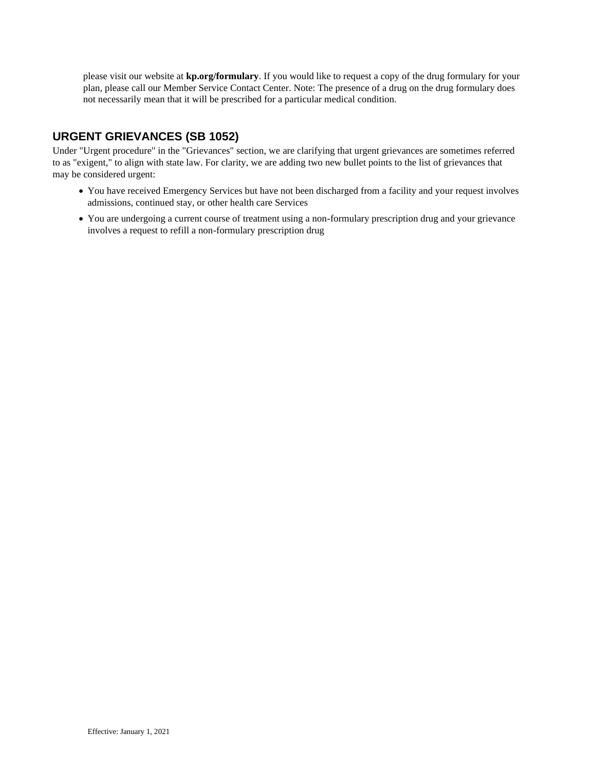please visit our website at **kp.org/formulary**. If you would like to request a copy of the drug formulary for your plan, please call our Member Service Contact Center. Note: The presence of a drug on the drug formulary does not necessarily mean that it will be prescribed for a particular medical condition.

## URGENT GRIEVANCES (SB 1052)

Under "Urgent procedure" in the "Grievances" section, we are clarifying that urgent grievances are sometimes referred to as "exigent," to align with state law. For clarity, we are adding two new bullet points to the list of grievances that may be considered urgent:

- You have received Emergency Services but have not been discharged from a facility and your request involves admissions, continued stay, or other health care Services
- You are undergoing a current course of treatment using a non-formulary prescription drug and your grievance involves a request to refill a non-formulary prescription drug

Effective: January 1, 2021